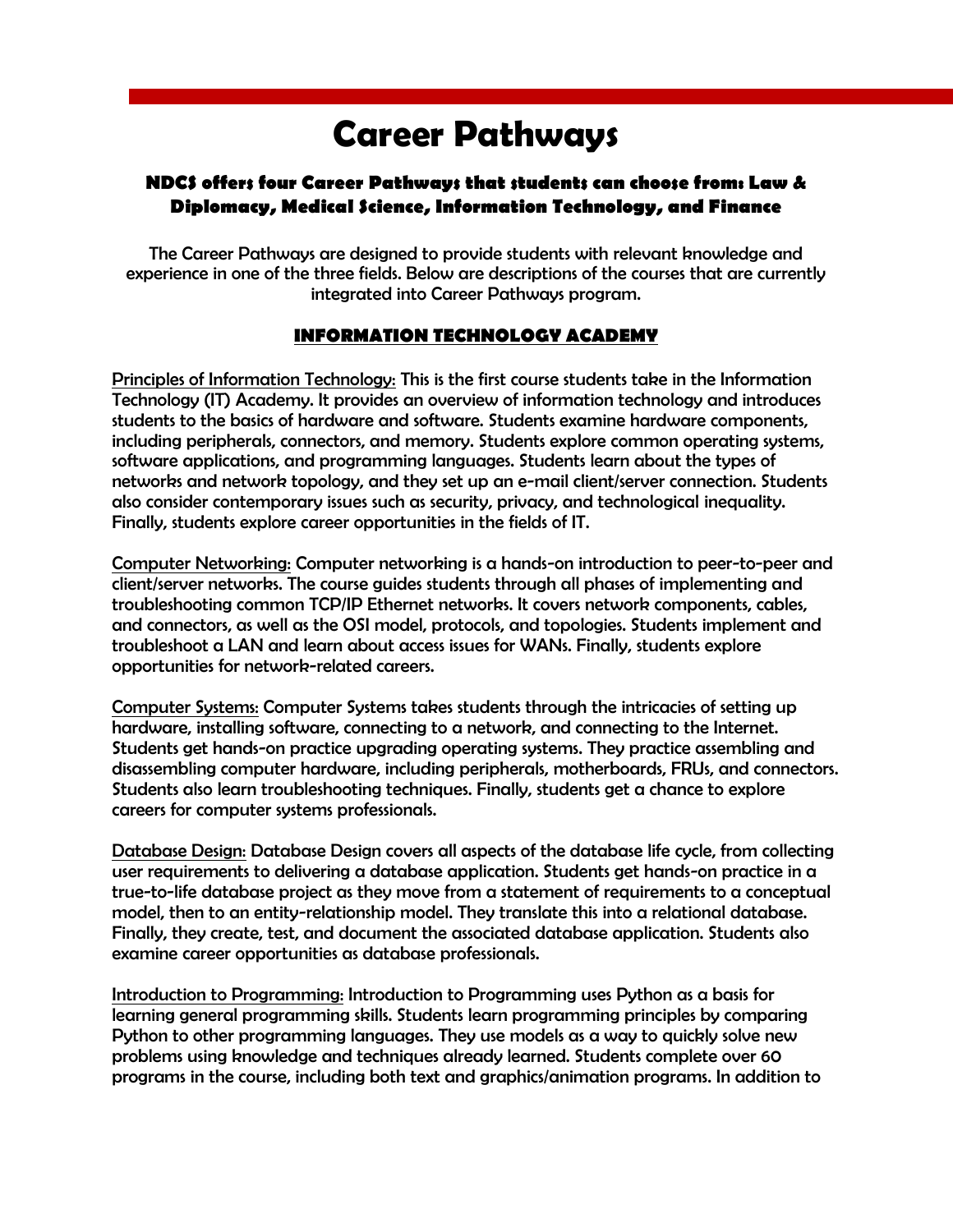# Career Pathways

### NDCS offers four Career Pathways that students can choose from: Law & Diplomacy, Medical Science, Information Technology, and Finance

The Career Pathways are designed to provide students with relevant knowledge and experience in one of the three fields. Below are descriptions of the courses that are currently integrated into Career Pathways program.

## INFORMATION TECHNOLOGY ACADEMY

Principles of Information Technology: This is the first course students take in the Information Technology (IT) Academy. It provides an overview of information technology and introduces students to the basics of hardware and software. Students examine hardware components, including peripherals, connectors, and memory. Students explore common operating systems, software applications, and programming languages. Students learn about the types of networks and network topology, and they set up an e-mail client/server connection. Students also consider contemporary issues such as security, privacy, and technological inequality. Finally, students explore career opportunities in the fields of IT.

Computer Networking: Computer networking is a hands-on introduction to peer-to-peer and client/server networks. The course guides students through all phases of implementing and troubleshooting common TCP/IP Ethernet networks. It covers network components, cables, and connectors, as well as the OSI model, protocols, and topologies. Students implement and troubleshoot a LAN and learn about access issues for WANs. Finally, students explore opportunities for network-related careers.

Computer Systems: Computer Systems takes students through the intricacies of setting up hardware, installing software, connecting to a network, and connecting to the Internet. Students get hands-on practice upgrading operating systems. They practice assembling and disassembling computer hardware, including peripherals, motherboards, FRUs, and connectors. Students also learn troubleshooting techniques. Finally, students get a chance to explore careers for computer systems professionals.

Database Design: Database Design covers all aspects of the database life cycle, from collecting user requirements to delivering a database application. Students get hands-on practice in a true-to-life database project as they move from a statement of requirements to a conceptual model, then to an entity-relationship model. They translate this into a relational database. Finally, they create, test, and document the associated database application. Students also examine career opportunities as database professionals.

Introduction to Programming: Introduction to Programming uses Python as a basis for learning general programming skills. Students learn programming principles by comparing Python to other programming languages. They use models as a way to quickly solve new problems using knowledge and techniques already learned. Students complete over 60 programs in the course, including both text and graphics/animation programs. In addition to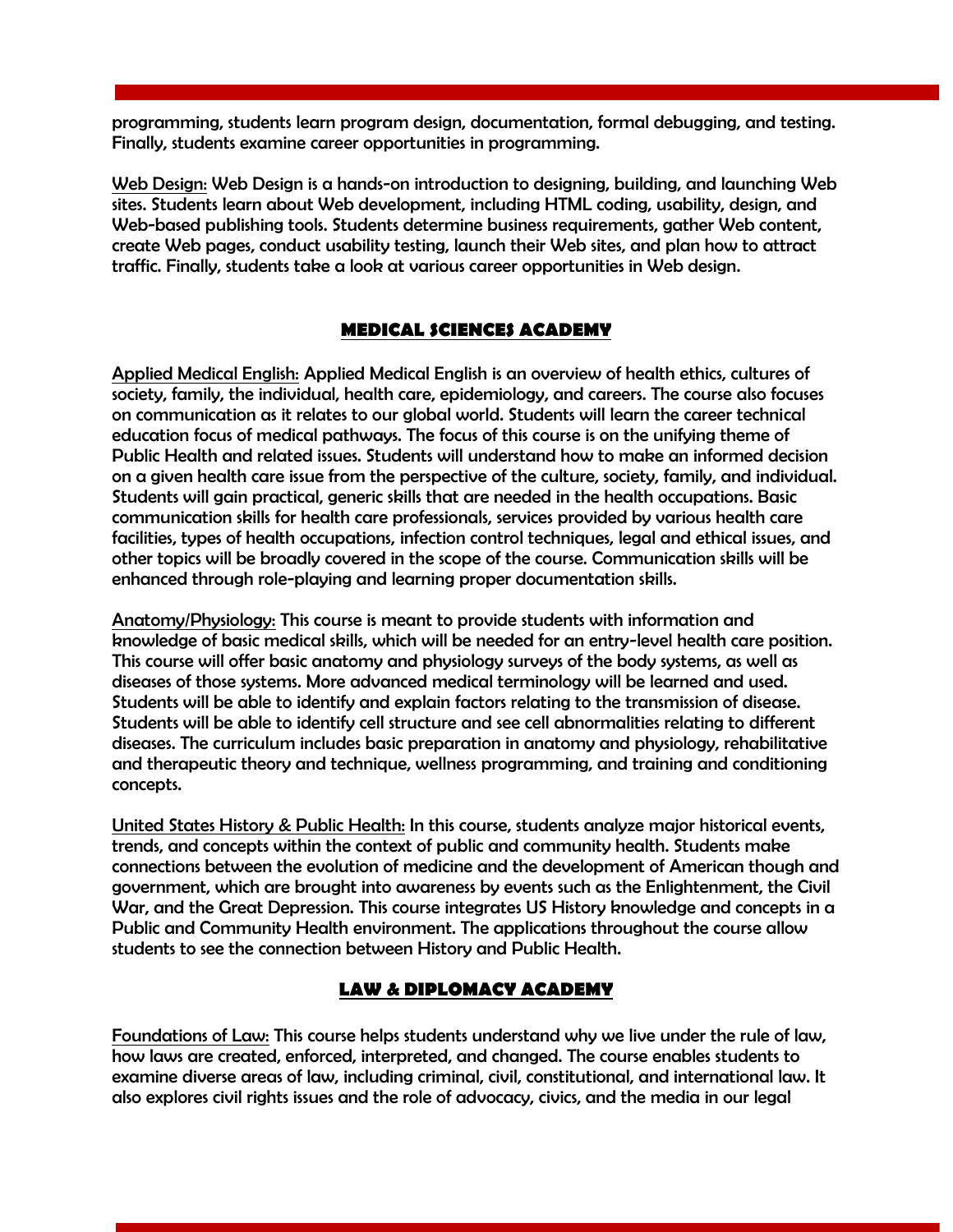programming, students learn program design, documentation, formal debugging, and testing. Finally, students examine career opportunities in programming.

Web Design: Web Design is a hands-on introduction to designing, building, and launching Web sites. Students learn about Web development, including HTML coding, usability, design, and Web-based publishing tools. Students determine business requirements, gather Web content, create Web pages, conduct usability testing, launch their Web sites, and plan how to attract traffic. Finally, students take a look at various career opportunities in Web design.

## MEDICAL SCIENCES ACADEMY

Applied Medical English: Applied Medical English is an overview of health ethics, cultures of society, family, the individual, health care, epidemiology, and careers. The course also focuses on communication as it relates to our global world. Students will learn the career technical education focus of medical pathways. The focus of this course is on the unifying theme of Public Health and related issues. Students will understand how to make an informed decision on a given health care issue from the perspective of the culture, society, family, and individual. Students will gain practical, generic skills that are needed in the health occupations. Basic communication skills for health care professionals, services provided by various health care facilities, types of health occupations, infection control techniques, legal and ethical issues, and other topics will be broadly covered in the scope of the course. Communication skills will be enhanced through role-playing and learning proper documentation skills.

Anatomy/Physiology: This course is meant to provide students with information and knowledge of basic medical skills, which will be needed for an entry-level health care position. This course will offer basic anatomy and physiology surveys of the body systems, as well as diseases of those systems. More advanced medical terminology will be learned and used. Students will be able to identify and explain factors relating to the transmission of disease. Students will be able to identify cell structure and see cell abnormalities relating to different diseases. The curriculum includes basic preparation in anatomy and physiology, rehabilitative and therapeutic theory and technique, wellness programming, and training and conditioning concepts.

United States History & Public Health: In this course, students analyze major historical events, trends, and concepts within the context of public and community health. Students make connections between the evolution of medicine and the development of American though and government, which are brought into awareness by events such as the Enlightenment, the Civil War, and the Great Depression. This course integrates US History knowledge and concepts in a Public and Community Health environment. The applications throughout the course allow students to see the connection between History and Public Health.

## LAW & DIPLOMACY ACADEMY

Foundations of Law: This course helps students understand why we live under the rule of law, how laws are created, enforced, interpreted, and changed. The course enables students to examine diverse areas of law, including criminal, civil, constitutional, and international law. It also explores civil rights issues and the role of advocacy, civics, and the media in our legal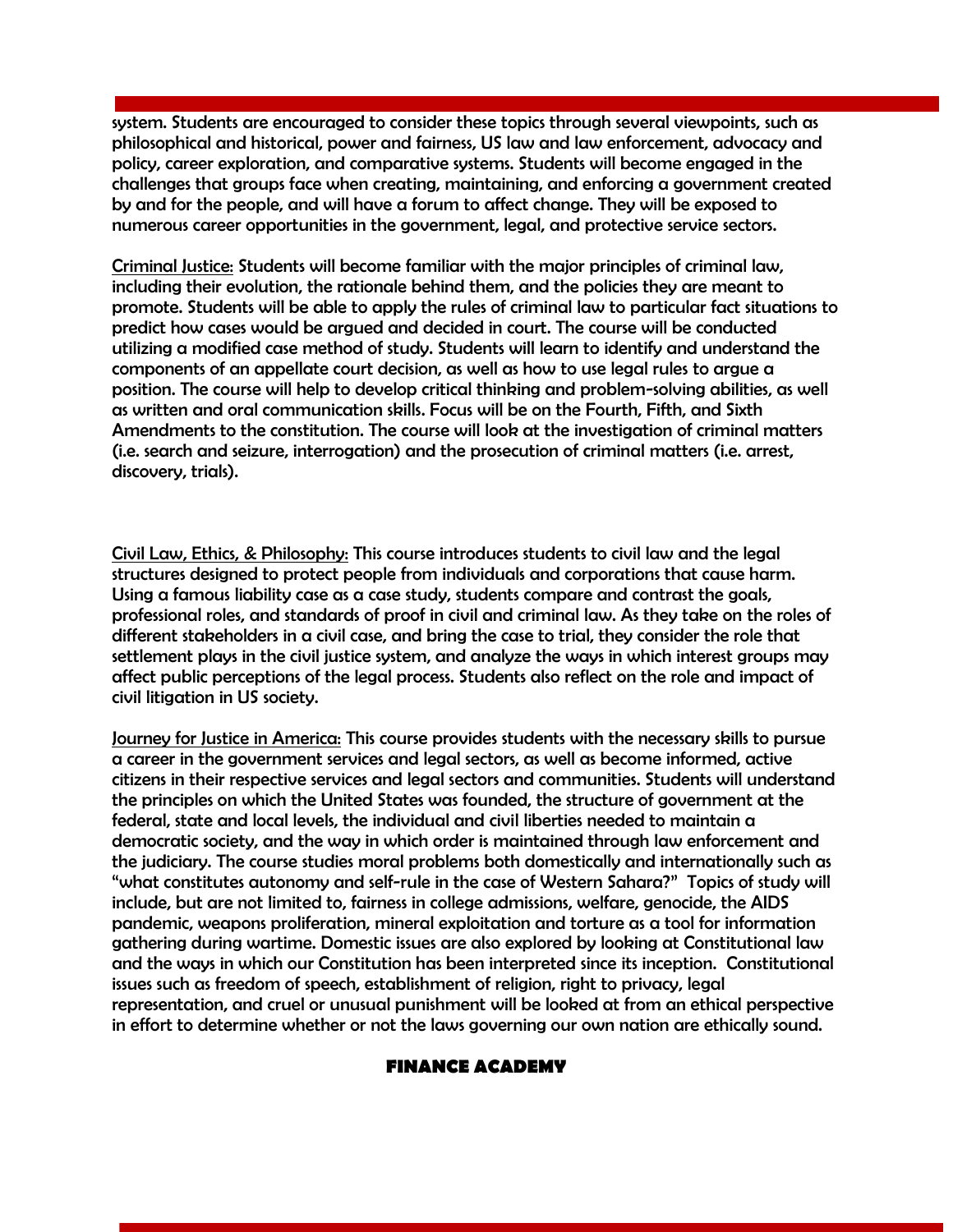system. Students are encouraged to consider these topics through several viewpoints, such as philosophical and historical, power and fairness, US law and law enforcement, advocacy and policy, career exploration, and comparative systems. Students will become engaged in the challenges that groups face when creating, maintaining, and enforcing a government created by and for the people, and will have a forum to affect change. They will be exposed to numerous career opportunities in the government, legal, and protective service sectors.

Criminal Justice: Students will become familiar with the major principles of criminal law, including their evolution, the rationale behind them, and the policies they are meant to promote. Students will be able to apply the rules of criminal law to particular fact situations to predict how cases would be argued and decided in court. The course will be conducted utilizing a modified case method of study. Students will learn to identify and understand the components of an appellate court decision, as well as how to use legal rules to argue a position. The course will help to develop critical thinking and problem-solving abilities, as well as written and oral communication skills. Focus will be on the Fourth, Fifth, and Sixth Amendments to the constitution. The course will look at the investigation of criminal matters (i.e. search and seizure, interrogation) and the prosecution of criminal matters (i.e. arrest, discovery, trials).

Civil Law, Ethics, & Philosophy: This course introduces students to civil law and the legal structures designed to protect people from individuals and corporations that cause harm. Using a famous liability case as a case study, students compare and contrast the goals, professional roles, and standards of proof in civil and criminal law. As they take on the roles of different stakeholders in a civil case, and bring the case to trial, they consider the role that settlement plays in the civil justice system, and analyze the ways in which interest groups may affect public perceptions of the legal process. Students also reflect on the role and impact of civil litigation in US society.

Journey for Justice in America: This course provides students with the necessary skills to pursue a career in the government services and legal sectors, as well as become informed, active citizens in their respective services and legal sectors and communities. Students will understand the principles on which the United States was founded, the structure of government at the federal, state and local levels, the individual and civil liberties needed to maintain a democratic society, and the way in which order is maintained through law enforcement and the judiciary. The course studies moral problems both domestically and internationally such as "what constitutes autonomy and self-rule in the case of Western Sahara?" Topics of study will include, but are not limited to, fairness in college admissions, welfare, genocide, the AIDS pandemic, weapons proliferation, mineral exploitation and torture as a tool for information gathering during wartime. Domestic issues are also explored by looking at Constitutional law and the ways in which our Constitution has been interpreted since its inception. Constitutional issues such as freedom of speech, establishment of religion, right to privacy, legal representation, and cruel or unusual punishment will be looked at from an ethical perspective in effort to determine whether or not the laws governing our own nation are ethically sound.

## FINANCE ACADEMY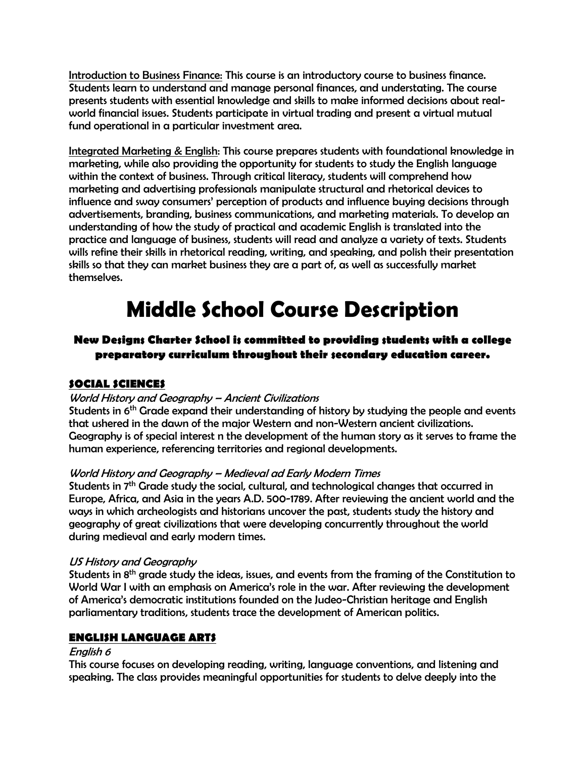<u>Introduction to Business Finance:</u> This course is an introductory course to business finance. Students learn to understand and manage personal finances, and understating. The course presents students with essential knowledge and skills to make informed decisions about real-world financial issues. Students participate in virtual trading and present a virtual mutual fund operational in a particular investment area.

<u>Integrated Marketing & English</u>: This course prepares students with foundational knowledge in marketing, while also providing the opportunity for students to study the English language within the context of business. Through critical literacy, students will comprehend how marketing and advertising professionals manipulate structural and rhetorical devices to influence and sway consumers' perception of products and influence buying decisions through advertisements, branding, business communications, and marketing materials. To develop an understanding of how the study of practical and academic English is translated into the practice and language of business, students will read and analyze a variety of texts. Students wills refine their skills in rhetorical reading, writing, and speaking, and polish their presentation skills so that they can market business they are a part of, as well as successfully market themselves.

# Middle School Course Description

### New Designs Charter School is committed to providing students with a college preparatory curriculum throughout their secondary education career.

## <u>SOCIAL SCIENCES</u>

*World History and Geography – Ancient Civilizations*

Students in 6th Grade expand their understanding of history by studying the people and events that ushered in the dawn of the major Western and non-Western ancient civilizations. Geography is of special interest n the development of the human story as it serves to frame the human experience, referencing territories and regional developments.

*World History and Geography – Medieval ad Early Modern Times*

Students in 7th Grade study the social, cultural, and technological changes that occurred in Europe, Africa, and Asia in the years A.D. 500-1789. After reviewing the ancient world and the ways in which archeologists and historians uncover the past, students study the history and geography of great civilizations that were developing concurrently throughout the world during medieval and early modern times.

*US History and Geography*

Students in 8th grade study the ideas, issues, and events from the framing of the Constitution to World War I with an emphasis on America's role in the war. After reviewing the development of America's democratic institutions founded on the Judeo-Christian heritage and English parliamentary traditions, students trace the development of American politics.

## <u>ENGLISH LANGUAGE ARTS</u>

*English 6*

This course focuses on developing reading, writing, language conventions, and listening and speaking. The class provides meaningful opportunities for students to delve deeply into the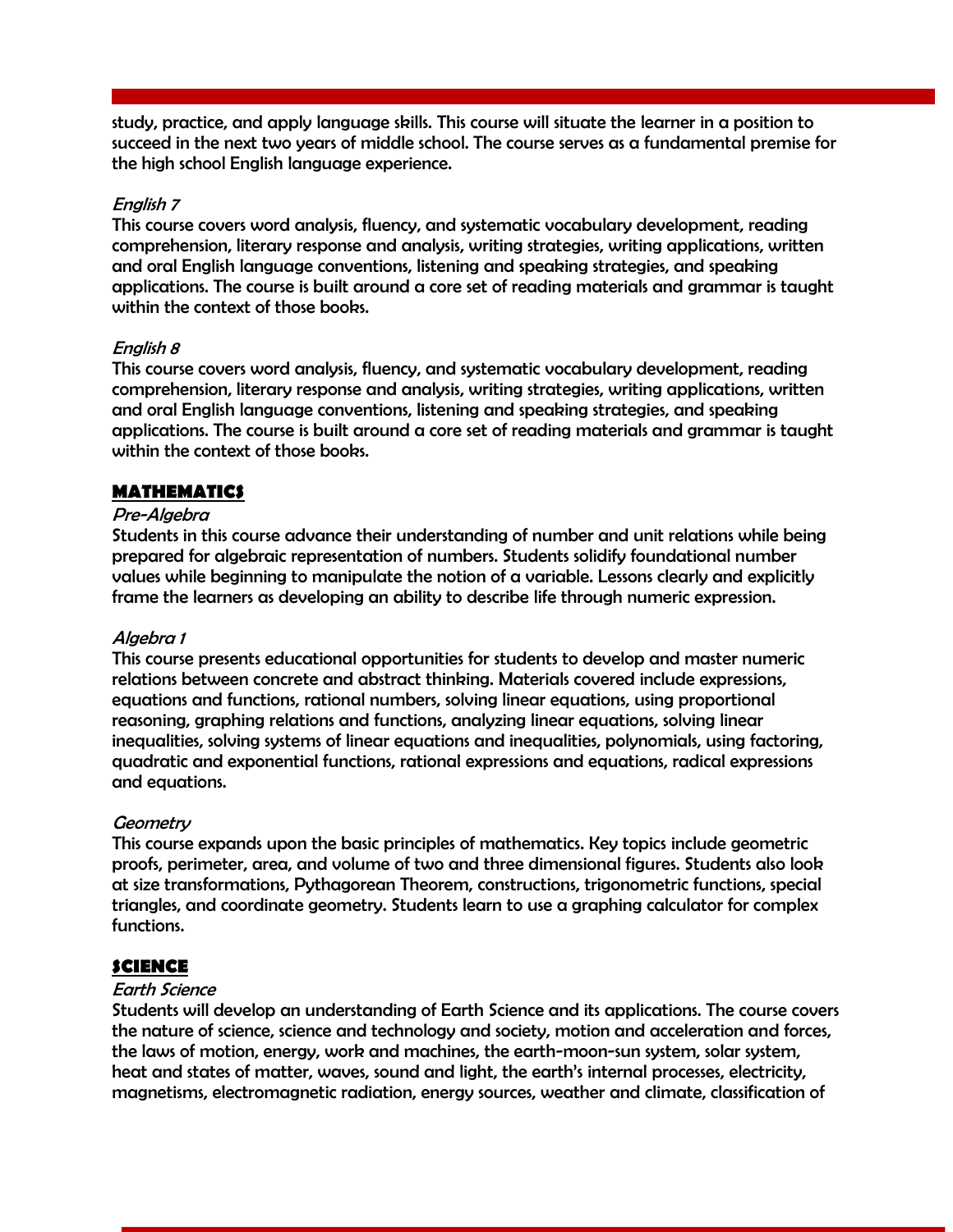study, practice, and apply language skills. This course will situate the learner in a position to succeed in the next two years of middle school. The course serves as a fundamental premise for the high school English language experience.

*English 7*

This course covers word analysis, fluency, and systematic vocabulary development, reading comprehension, literary response and analysis, writing strategies, writing applications, written and oral English language conventions, listening and speaking strategies, and speaking applications. The course is built around a core set of reading materials and grammar is taught within the context of those books.

*English 8*

This course covers word analysis, fluency, and systematic vocabulary development, reading comprehension, literary response and analysis, writing strategies, writing applications, written and oral English language conventions, listening and speaking strategies, and speaking applications. The course is built around a core set of reading materials and grammar is taught within the context of those books.

## MATHEMATICS

*Pre-Algebra*

Students in this course advance their understanding of number and unit relations while being prepared for algebraic representation of numbers. Students solidify foundational number values while beginning to manipulate the notion of a variable. Lessons clearly and explicitly frame the learners as developing an ability to describe life through numeric expression.

*Algebra 1*

This course presents educational opportunities for students to develop and master numeric relations between concrete and abstract thinking. Materials covered include expressions, equations and functions, rational numbers, solving linear equations, using proportional reasoning, graphing relations and functions, analyzing linear equations, solving linear inequalities, solving systems of linear equations and inequalities, polynomials, using factoring, quadratic and exponential functions, rational expressions and equations, radical expressions and equations.

*Geometry*

This course expands upon the basic principles of mathematics. Key topics include geometric proofs, perimeter, area, and volume of two and three dimensional figures. Students also look at size transformations, Pythagorean Theorem, constructions, trigonometric functions, special triangles, and coordinate geometry. Students learn to use a graphing calculator for complex functions.

## SCIENCE

*Earth Science*

Students will develop an understanding of Earth Science and its applications. The course covers the nature of science, science and technology and society, motion and acceleration and forces, the laws of motion, energy, work and machines, the earth-moon-sun system, solar system, heat and states of matter, waves, sound and light, the earth's internal processes, electricity, magnetisms, electromagnetic radiation, energy sources, weather and climate, classification of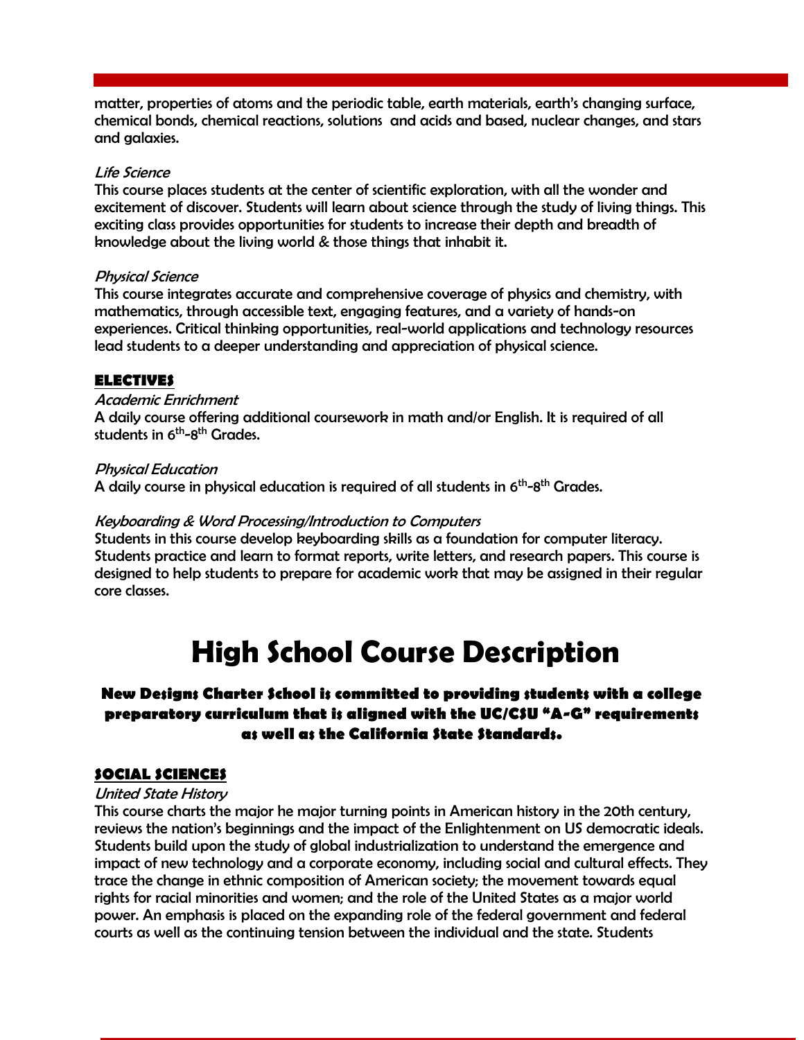matter, properties of atoms and the periodic table, earth materials, earth's changing surface, chemical bonds, chemical reactions, solutions and acids and based, nuclear changes, and stars and galaxies.

*Life Science*
This course places students at the center of scientific exploration, with all the wonder and excitement of discover. Students will learn about science through the study of living things. This exciting class provides opportunities for students to increase their depth and breadth of knowledge about the living world & those things that inhabit it.

*Physical Science*
This course integrates accurate and comprehensive coverage of physics and chemistry, with mathematics, through accessible text, engaging features, and a variety of hands-on experiences. Critical thinking opportunities, real-world applications and technology resources lead students to a deeper understanding and appreciation of physical science.

**ELECTIVES**

*Academic Enrichment*
A daily course offering additional coursework in math and/or English. It is required of all students in 6th-8th Grades.

*Physical Education*
A daily course in physical education is required of all students in 6th-8th Grades.

*Keyboarding & Word Processing/Introduction to Computers*
Students in this course develop keyboarding skills as a foundation for computer literacy. Students practice and learn to format reports, write letters, and research papers. This course is designed to help students to prepare for academic work that may be assigned in their regular core classes.

# High School Course Description

**New Designs Charter School is committed to providing students with a college preparatory curriculum that is aligned with the UC/CSU "A-G" requirements as well as the California State Standards.**

**SOCIAL SCIENCES**

*United State History*
This course charts the major he major turning points in American history in the 20th century, reviews the nation's beginnings and the impact of the Enlightenment on US democratic ideals. Students build upon the study of global industrialization to understand the emergence and impact of new technology and a corporate economy, including social and cultural effects. They trace the change in ethnic composition of American society; the movement towards equal rights for racial minorities and women; and the role of the United States as a major world power. An emphasis is placed on the expanding role of the federal government and federal courts as well as the continuing tension between the individual and the state. Students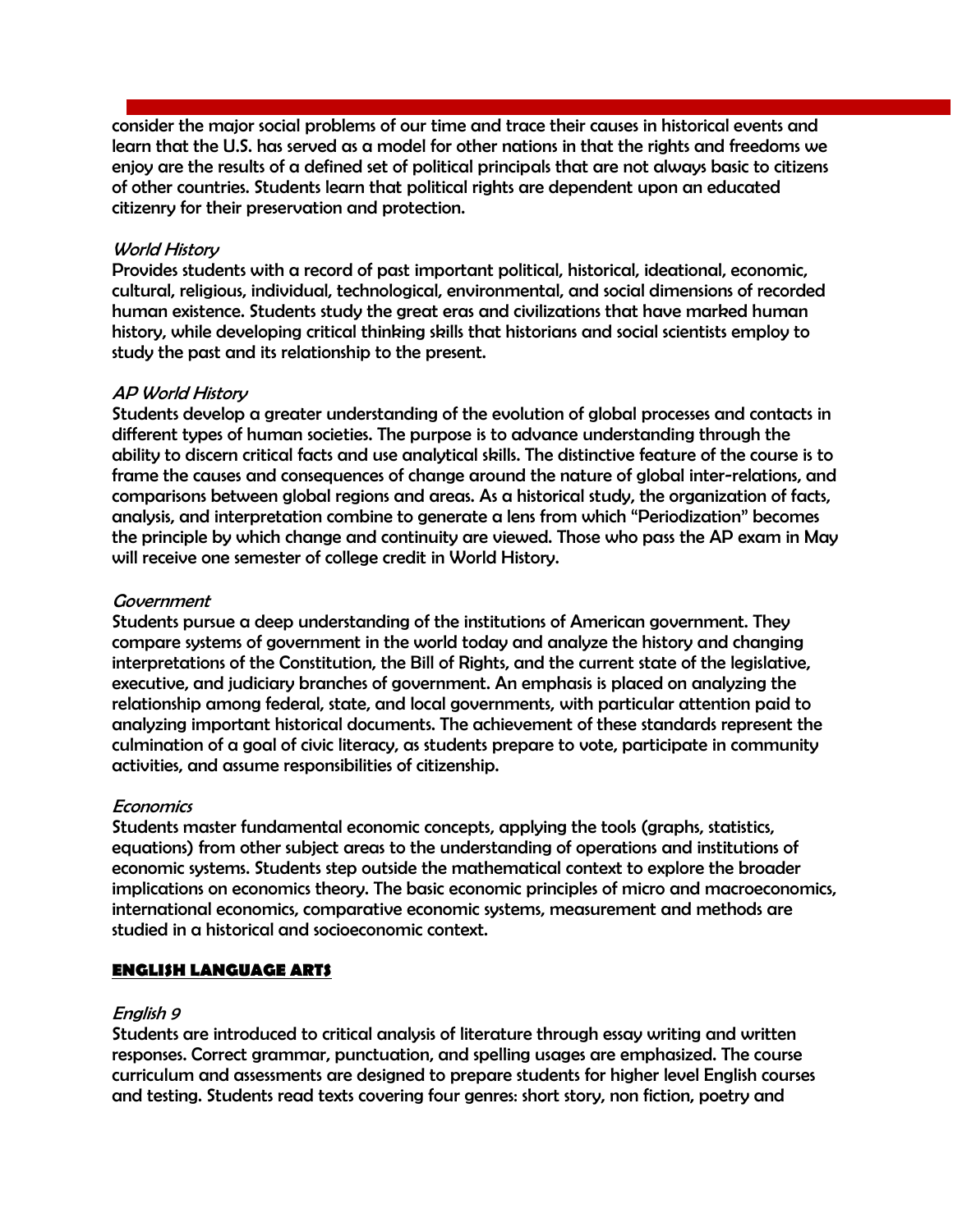consider the major social problems of our time and trace their causes in historical events and learn that the U.S. has served as a model for other nations in that the rights and freedoms we enjoy are the results of a defined set of political principals that are not always basic to citizens of other countries. Students learn that political rights are dependent upon an educated citizenry for their preservation and protection.

*World History*
Provides students with a record of past important political, historical, ideational, economic, cultural, religious, individual, technological, environmental, and social dimensions of recorded human existence. Students study the great eras and civilizations that have marked human history, while developing critical thinking skills that historians and social scientists employ to study the past and its relationship to the present.

*AP World History*
Students develop a greater understanding of the evolution of global processes and contacts in different types of human societies. The purpose is to advance understanding through the ability to discern critical facts and use analytical skills. The distinctive feature of the course is to frame the causes and consequences of change around the nature of global inter-relations, and comparisons between global regions and areas. As a historical study, the organization of facts, analysis, and interpretation combine to generate a lens from which "Periodization" becomes the principle by which change and continuity are viewed. Those who pass the AP exam in May will receive one semester of college credit in World History.

*Government*
Students pursue a deep understanding of the institutions of American government. They compare systems of government in the world today and analyze the history and changing interpretations of the Constitution, the Bill of Rights, and the current state of the legislative, executive, and judiciary branches of government. An emphasis is placed on analyzing the relationship among federal, state, and local governments, with particular attention paid to analyzing important historical documents. The achievement of these standards represent the culmination of a goal of civic literacy, as students prepare to vote, participate in community activities, and assume responsibilities of citizenship.

*Economics*
Students master fundamental economic concepts, applying the tools (graphs, statistics, equations) from other subject areas to the understanding of operations and institutions of economic systems. Students step outside the mathematical context to explore the broader implications on economics theory. The basic economic principles of micro and macroeconomics, international economics, comparative economic systems, measurement and methods are studied in a historical and socioeconomic context.

## **ENGLISH LANGUAGE ARTS**

*English 9*
Students are introduced to critical analysis of literature through essay writing and written responses. Correct grammar, punctuation, and spelling usages are emphasized. The course curriculum and assessments are designed to prepare students for higher level English courses and testing. Students read texts covering four genres: short story, non fiction, poetry and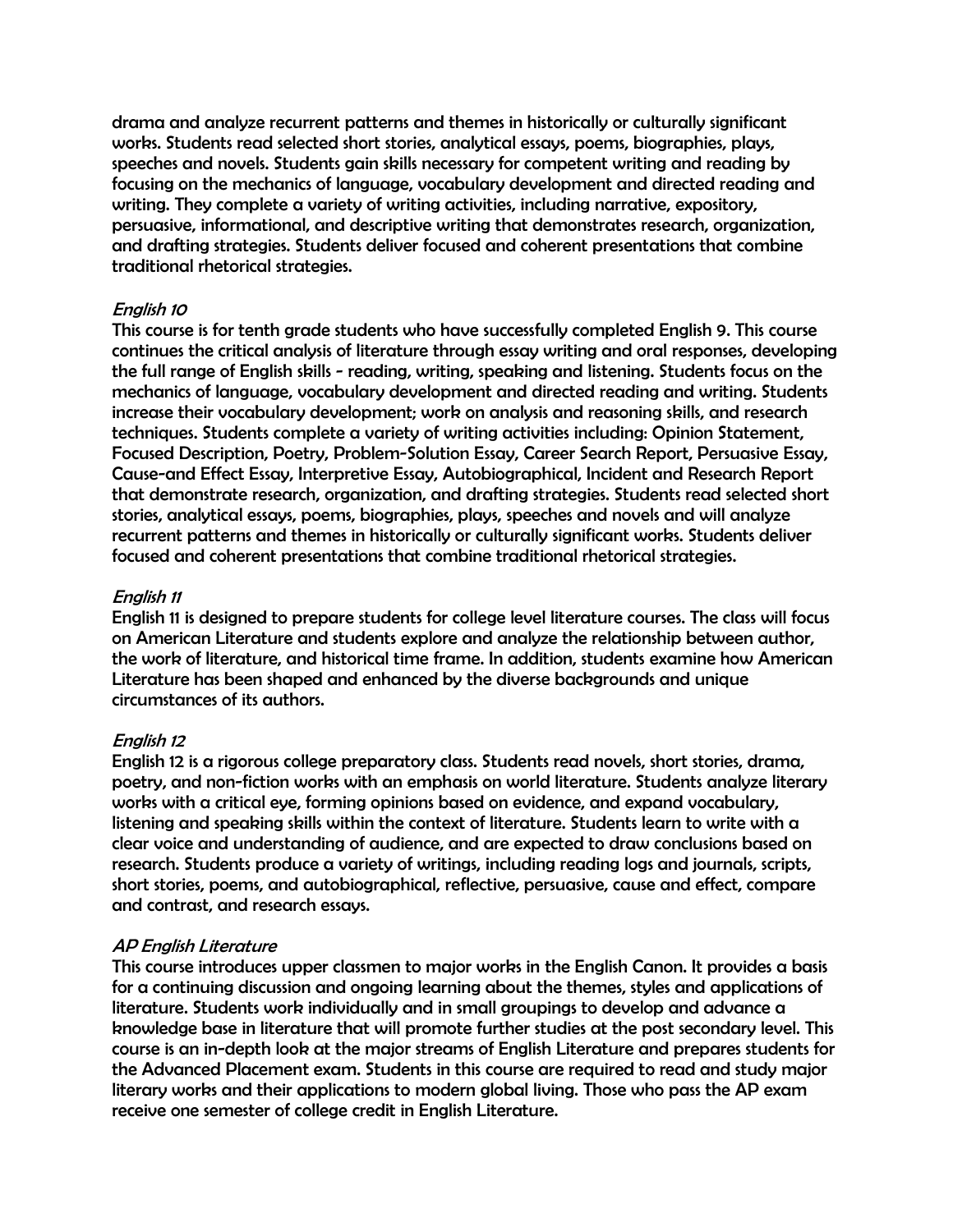drama and analyze recurrent patterns and themes in historically or culturally significant works. Students read selected short stories, analytical essays, poems, biographies, plays, speeches and novels. Students gain skills necessary for competent writing and reading by focusing on the mechanics of language, vocabulary development and directed reading and writing. They complete a variety of writing activities, including narrative, expository, persuasive, informational, and descriptive writing that demonstrates research, organization, and drafting strategies. Students deliver focused and coherent presentations that combine traditional rhetorical strategies.

### *English 10*

This course is for tenth grade students who have successfully completed English 9. This course continues the critical analysis of literature through essay writing and oral responses, developing the full range of English skills - reading, writing, speaking and listening. Students focus on the mechanics of language, vocabulary development and directed reading and writing. Students increase their vocabulary development; work on analysis and reasoning skills, and research techniques. Students complete a variety of writing activities including: Opinion Statement, Focused Description, Poetry, Problem-Solution Essay, Career Search Report, Persuasive Essay, Cause-and Effect Essay, Interpretive Essay, Autobiographical, Incident and Research Report that demonstrate research, organization, and drafting strategies. Students read selected short stories, analytical essays, poems, biographies, plays, speeches and novels and will analyze recurrent patterns and themes in historically or culturally significant works. Students deliver focused and coherent presentations that combine traditional rhetorical strategies.

### *English 11*

English 11 is designed to prepare students for college level literature courses. The class will focus on American Literature and students explore and analyze the relationship between author, the work of literature, and historical time frame. In addition, students examine how American Literature has been shaped and enhanced by the diverse backgrounds and unique circumstances of its authors.

### *English 12*

English 12 is a rigorous college preparatory class. Students read novels, short stories, drama, poetry, and non-fiction works with an emphasis on world literature. Students analyze literary works with a critical eye, forming opinions based on evidence, and expand vocabulary, listening and speaking skills within the context of literature. Students learn to write with a clear voice and understanding of audience, and are expected to draw conclusions based on research. Students produce a variety of writings, including reading logs and journals, scripts, short stories, poems, and autobiographical, reflective, persuasive, cause and effect, compare and contrast, and research essays.

### *AP English Literature*

This course introduces upper classmen to major works in the English Canon. It provides a basis for a continuing discussion and ongoing learning about the themes, styles and applications of literature. Students work individually and in small groupings to develop and advance a knowledge base in literature that will promote further studies at the post secondary level. This course is an in-depth look at the major streams of English Literature and prepares students for the Advanced Placement exam. Students in this course are required to read and study major literary works and their applications to modern global living. Those who pass the AP exam receive one semester of college credit in English Literature.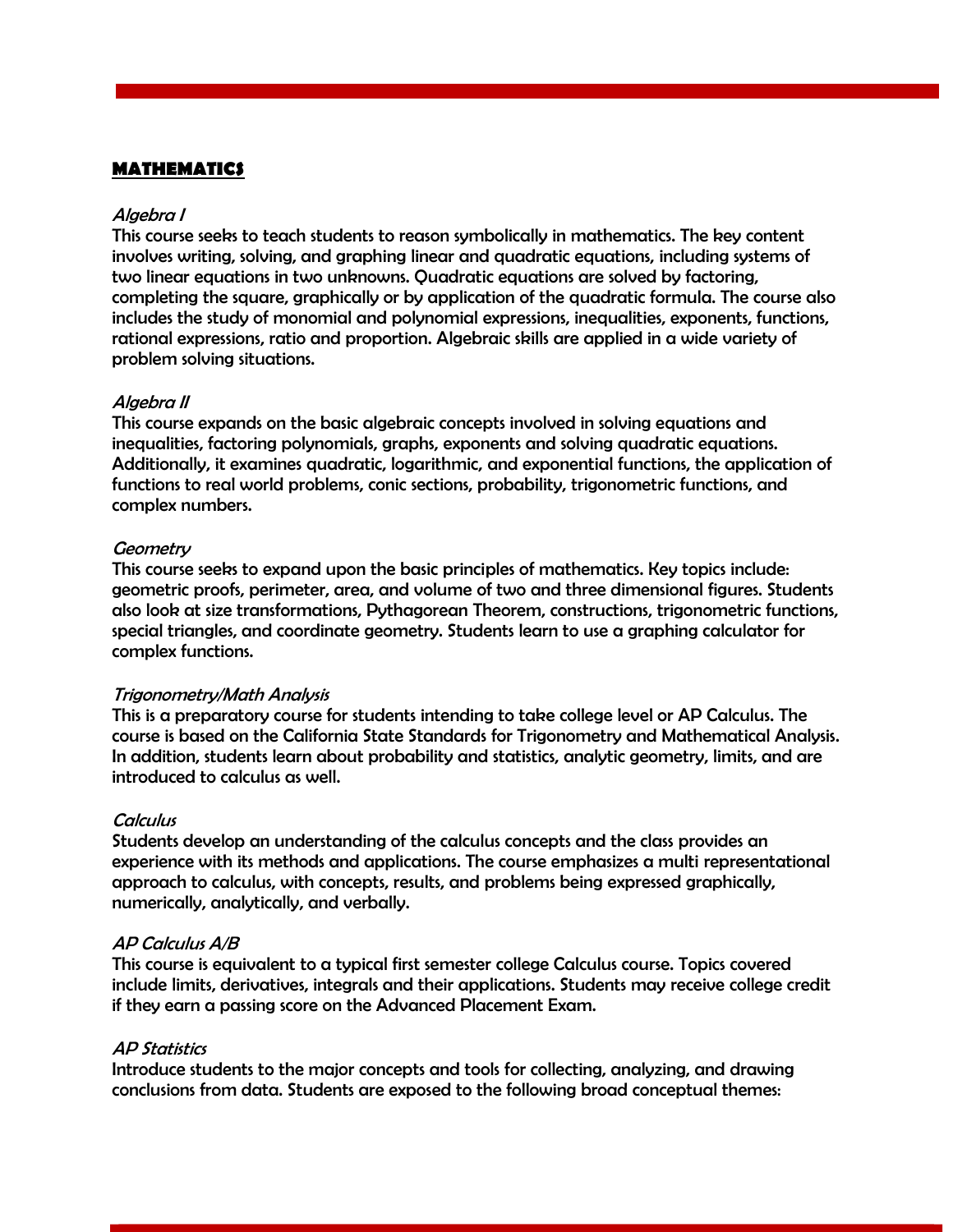## MATHEMATICS

### *Algebra I*

This course seeks to teach students to reason symbolically in mathematics. The key content involves writing, solving, and graphing linear and quadratic equations, including systems of two linear equations in two unknowns. Quadratic equations are solved by factoring, completing the square, graphically or by application of the quadratic formula. The course also includes the study of monomial and polynomial expressions, inequalities, exponents, functions, rational expressions, ratio and proportion. Algebraic skills are applied in a wide variety of problem solving situations.

### *Algebra II*

This course expands on the basic algebraic concepts involved in solving equations and inequalities, factoring polynomials, graphs, exponents and solving quadratic equations. Additionally, it examines quadratic, logarithmic, and exponential functions, the application of functions to real world problems, conic sections, probability, trigonometric functions, and complex numbers.

### *Geometry*

This course seeks to expand upon the basic principles of mathematics. Key topics include: geometric proofs, perimeter, area, and volume of two and three dimensional figures. Students also look at size transformations, Pythagorean Theorem, constructions, trigonometric functions, special triangles, and coordinate geometry. Students learn to use a graphing calculator for complex functions.

### *Trigonometry/Math Analysis*

This is a preparatory course for students intending to take college level or AP Calculus. The course is based on the California State Standards for Trigonometry and Mathematical Analysis. In addition, students learn about probability and statistics, analytic geometry, limits, and are introduced to calculus as well.

### *Calculus*

Students develop an understanding of the calculus concepts and the class provides an experience with its methods and applications. The course emphasizes a multi representational approach to calculus, with concepts, results, and problems being expressed graphically, numerically, analytically, and verbally.

### *AP Calculus A/B*

This course is equivalent to a typical first semester college Calculus course. Topics covered include limits, derivatives, integrals and their applications. Students may receive college credit if they earn a passing score on the Advanced Placement Exam.

### *AP Statistics*

Introduce students to the major concepts and tools for collecting, analyzing, and drawing conclusions from data. Students are exposed to the following broad conceptual themes: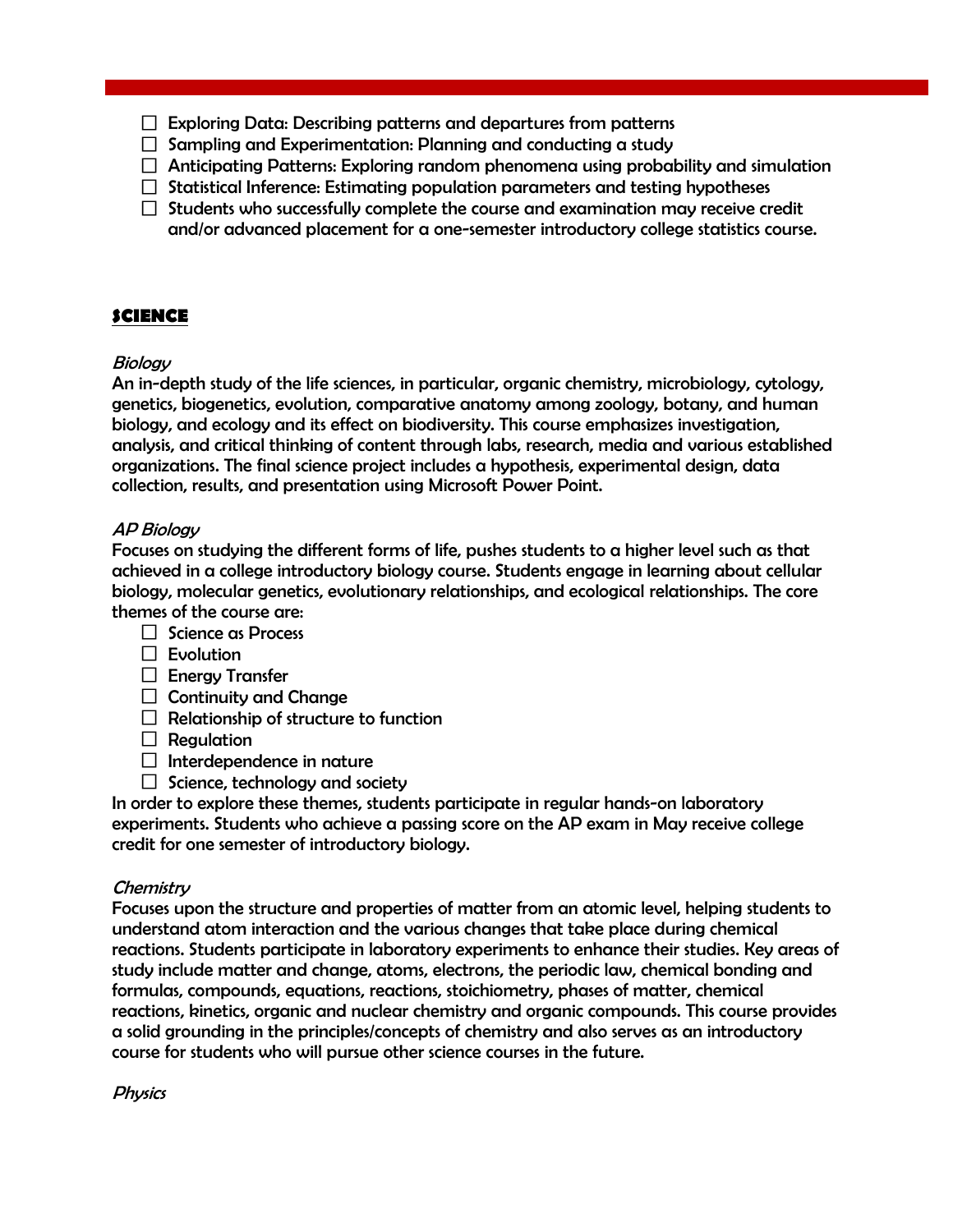- ☐ Exploring Data: Describing patterns and departures from patterns
- ☐ Sampling and Experimentation: Planning and conducting a study
- ☐ Anticipating Patterns: Exploring random phenomena using probability and simulation
- ☐ Statistical Inference: Estimating population parameters and testing hypotheses
- ☐ Students who successfully complete the course and examination may receive credit and/or advanced placement for a one-semester introductory college statistics course.

## SCIENCE

*Biology*

An in-depth study of the life sciences, in particular, organic chemistry, microbiology, cytology, genetics, biogenetics, evolution, comparative anatomy among zoology, botany, and human biology, and ecology and its effect on biodiversity. This course emphasizes investigation, analysis, and critical thinking of content through labs, research, media and various established organizations. The final science project includes a hypothesis, experimental design, data collection, results, and presentation using Microsoft Power Point.

*AP Biology*

Focuses on studying the different forms of life, pushes students to a higher level such as that achieved in a college introductory biology course. Students engage in learning about cellular biology, molecular genetics, evolutionary relationships, and ecological relationships. The core themes of the course are:

- ☐ Science as Process
- ☐ Evolution
- ☐ Energy Transfer
- ☐ Continuity and Change
- ☐ Relationship of structure to function
- ☐ Regulation
- ☐ Interdependence in nature
- ☐ Science, technology and society

In order to explore these themes, students participate in regular hands-on laboratory experiments. Students who achieve a passing score on the AP exam in May receive college credit for one semester of introductory biology.

*Chemistry*

Focuses upon the structure and properties of matter from an atomic level, helping students to understand atom interaction and the various changes that take place during chemical reactions. Students participate in laboratory experiments to enhance their studies. Key areas of study include matter and change, atoms, electrons, the periodic law, chemical bonding and formulas, compounds, equations, reactions, stoichiometry, phases of matter, chemical reactions, kinetics, organic and nuclear chemistry and organic compounds. This course provides a solid grounding in the principles/concepts of chemistry and also serves as an introductory course for students who will pursue other science courses in the future.

*Physics*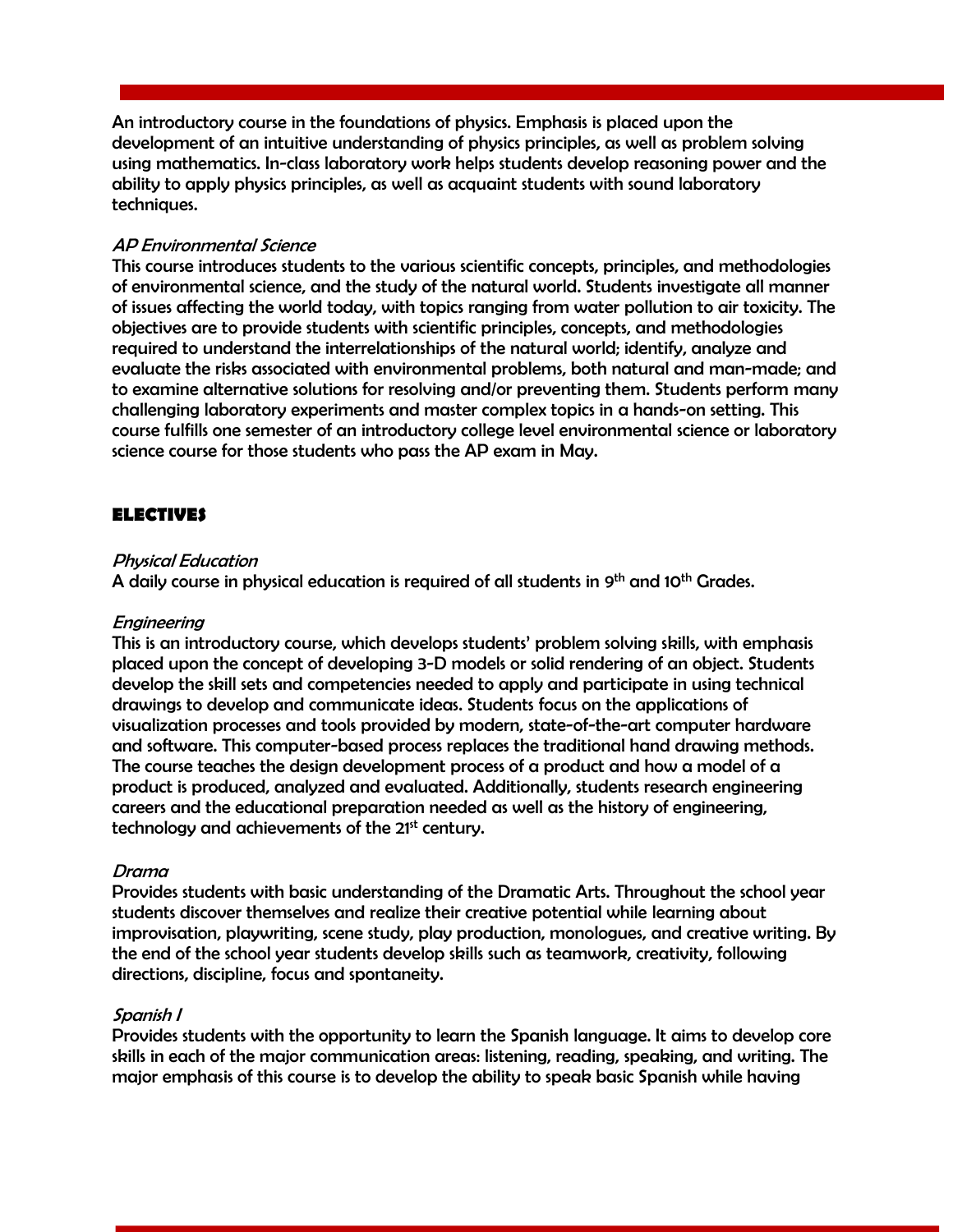An introductory course in the foundations of physics. Emphasis is placed upon the development of an intuitive understanding of physics principles, as well as problem solving using mathematics. In-class laboratory work helps students develop reasoning power and the ability to apply physics principles, as well as acquaint students with sound laboratory techniques.

*AP Environmental Science*

This course introduces students to the various scientific concepts, principles, and methodologies of environmental science, and the study of the natural world. Students investigate all manner of issues affecting the world today, with topics ranging from water pollution to air toxicity. The objectives are to provide students with scientific principles, concepts, and methodologies required to understand the interrelationships of the natural world; identify, analyze and evaluate the risks associated with environmental problems, both natural and man-made; and to examine alternative solutions for resolving and/or preventing them. Students perform many challenging laboratory experiments and master complex topics in a hands-on setting. This course fulfills one semester of an introductory college level environmental science or laboratory science course for those students who pass the AP exam in May.

## ELECTIVES

*Physical Education*

A daily course in physical education is required of all students in 9th and 10th Grades.

*Engineering*

This is an introductory course, which develops students' problem solving skills, with emphasis placed upon the concept of developing 3-D models or solid rendering of an object. Students develop the skill sets and competencies needed to apply and participate in using technical drawings to develop and communicate ideas. Students focus on the applications of visualization processes and tools provided by modern, state-of-the-art computer hardware and software. This computer-based process replaces the traditional hand drawing methods. The course teaches the design development process of a product and how a model of a product is produced, analyzed and evaluated. Additionally, students research engineering careers and the educational preparation needed as well as the history of engineering, technology and achievements of the 21st century.

*Drama*

Provides students with basic understanding of the Dramatic Arts. Throughout the school year students discover themselves and realize their creative potential while learning about improvisation, playwriting, scene study, play production, monologues, and creative writing. By the end of the school year students develop skills such as teamwork, creativity, following directions, discipline, focus and spontaneity.

*Spanish I*

Provides students with the opportunity to learn the Spanish language. It aims to develop core skills in each of the major communication areas: listening, reading, speaking, and writing. The major emphasis of this course is to develop the ability to speak basic Spanish while having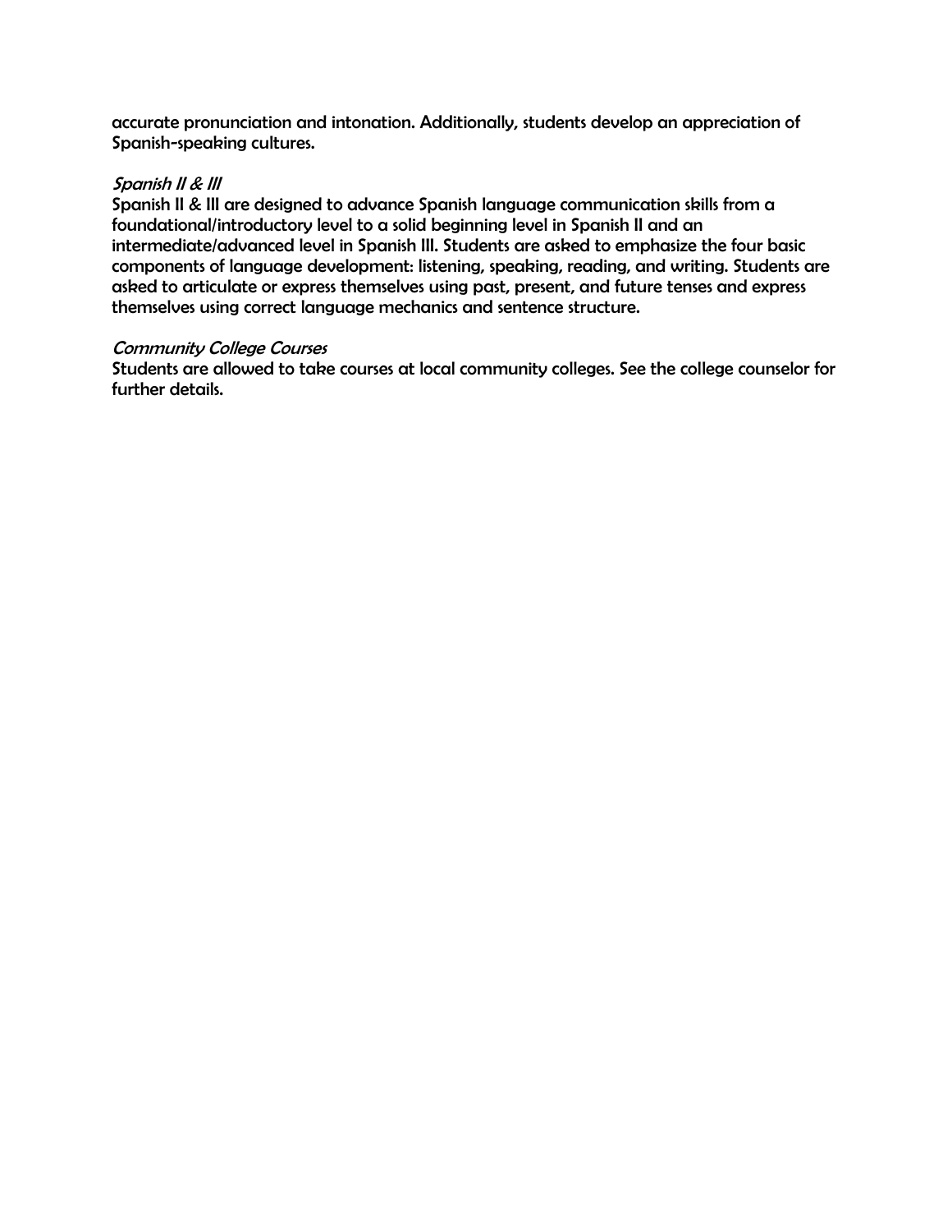accurate pronunciation and intonation. Additionally, students develop an appreciation of Spanish-speaking cultures.

*Spanish II & III*

Spanish II & III are designed to advance Spanish language communication skills from a foundational/introductory level to a solid beginning level in Spanish II and an intermediate/advanced level in Spanish III. Students are asked to emphasize the four basic components of language development: listening, speaking, reading, and writing. Students are asked to articulate or express themselves using past, present, and future tenses and express themselves using correct language mechanics and sentence structure.

*Community College Courses*

Students are allowed to take courses at local community colleges. See the college counselor for further details.